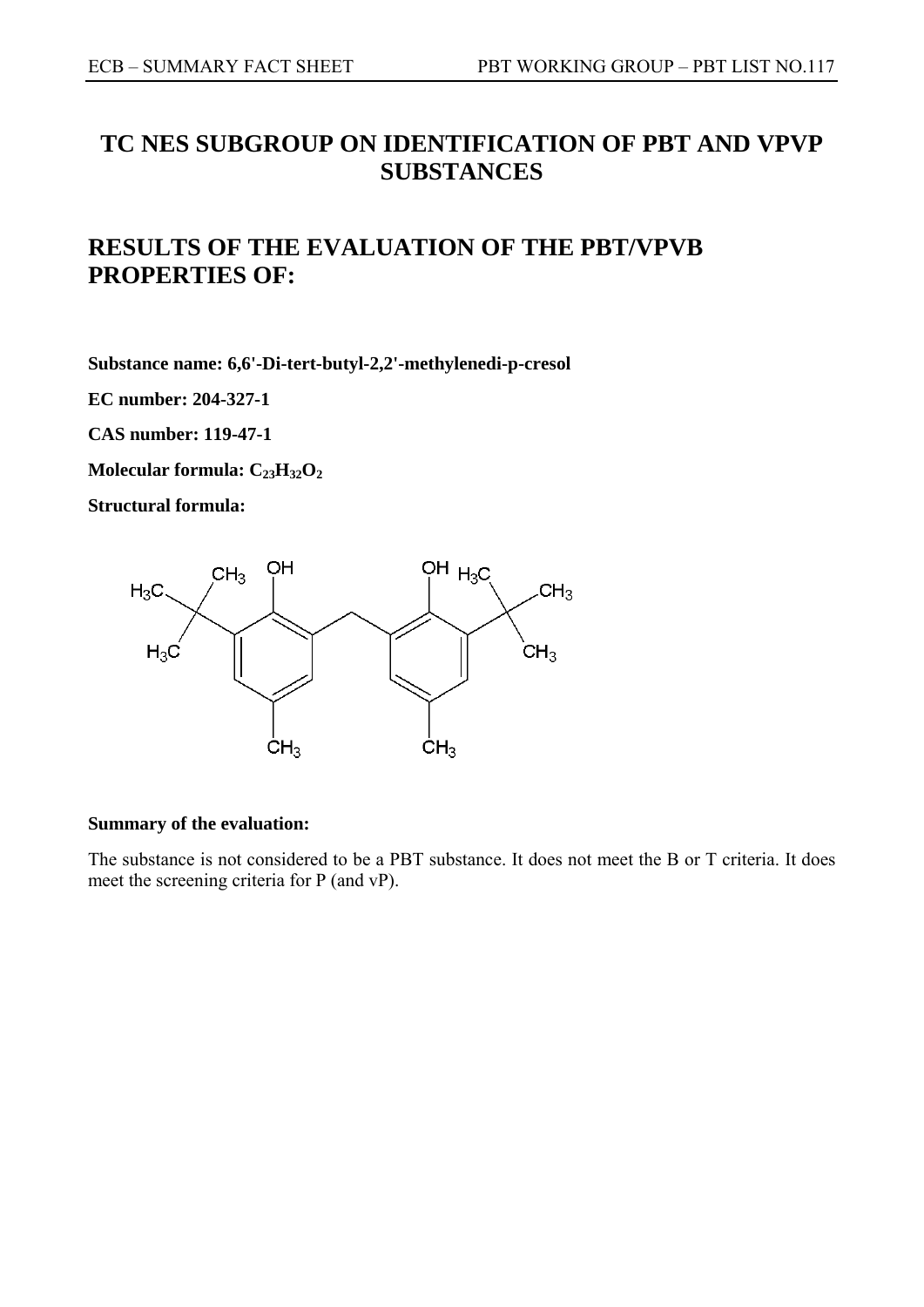# TC NES SUBGROUP ON IDENTIFICATION OF PBT AND VPVP SUBSTANCES

# RESULTS OF THE EVALUATION OF THE PBT/VPVB PROPERTIES OF:

**Substance name: 6,6'-Di-tert-butyl-2,2'-methylenedi-p-cresol**

**EC number: 204-327-1**

**CAS number: 119-47-1**

**Molecular formula: $C_{23}H_{32}O_2$**

**Structural formula:**

**Summary of the evaluation:**

The substance is not considered to be a PBT substance. It does not meet the B or T criteria. It does meet the screening criteria for P (and vP).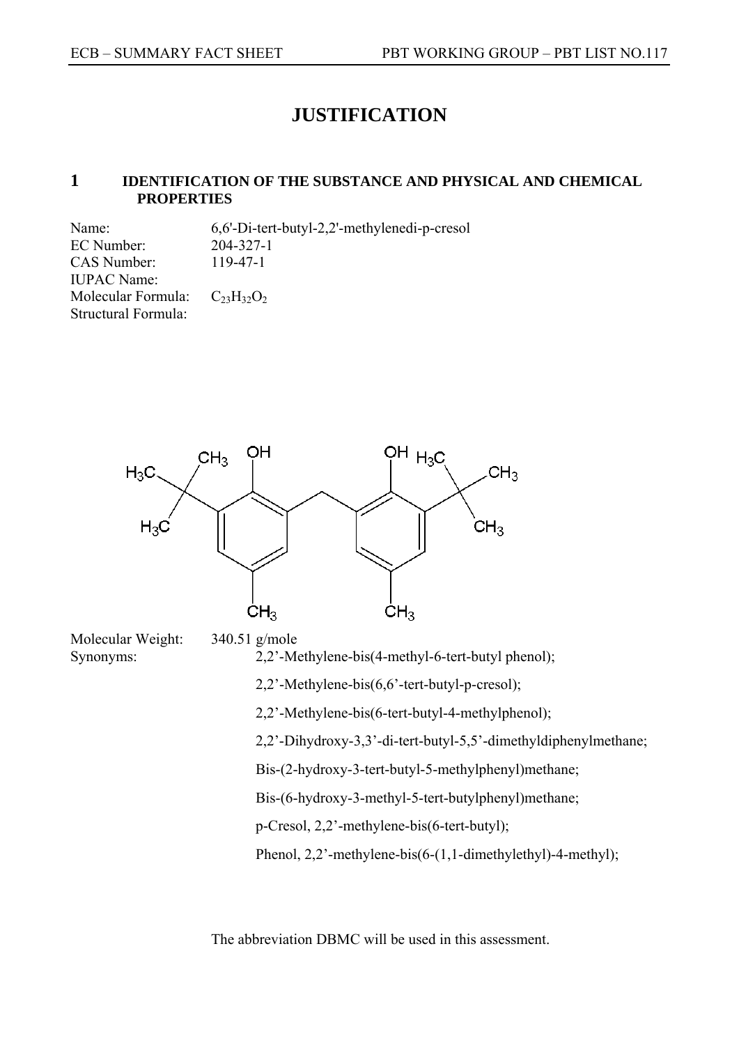# JUSTIFICATION

## 1 IDENTIFICATION OF THE SUBSTANCE AND PHYSICAL AND CHEMICAL PROPERTIES

Name: 6,6'-Di-tert-butyl-2,2'-methylenedi-p-cresol
EC Number: 204-327-1
CAS Number: 119-47-1
IUPAC Name:
Molecular Formula: $C_{23}H_{32}O_2$
Structural Formula:

Molecular Weight: 340.51 g/mole
Synonyms:

2,2'-Methylene-bis(4-methyl-6-tert-butyl phenol);

2,2'-Methylene-bis(6,6'-tert-butyl-p-cresol);

2,2'-Methylene-bis(6-tert-butyl-4-methylphenol);

2,2'-Dihydroxy-3,3'-di-tert-butyl-5,5'-dimethyldiphenylmethane;

Bis-(2-hydroxy-3-tert-butyl-5-methylphenyl)methane;

Bis-(6-hydroxy-3-methyl-5-tert-butylphenyl)methane;

p-Cresol, 2,2'-methylene-bis(6-tert-butyl);

Phenol, 2,2'-methylene-bis(6-(1,1-dimethylethyl)-4-methyl);

The abbreviation DBMC will be used in this assessment.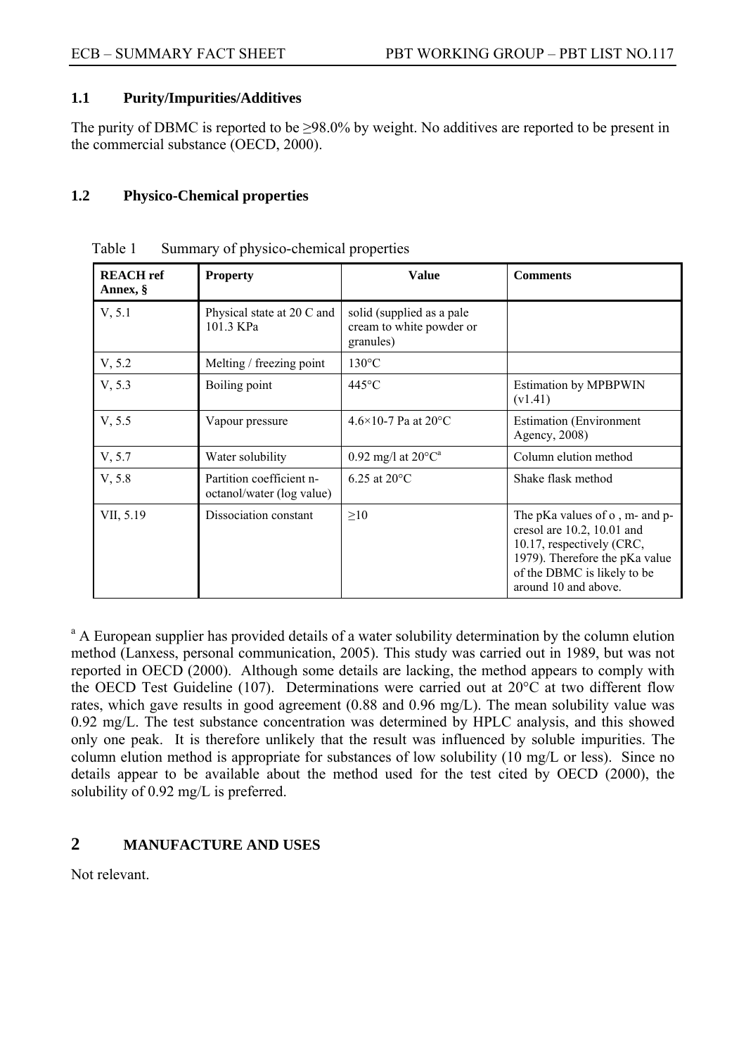### 1.1 Purity/Impurities/Additives

The purity of DBMC is reported to be ≥98.0% by weight. No additives are reported to be present in the commercial substance (OECD, 2000).

### 1.2 Physico-Chemical properties

Table 1 Summary of physico-chemical properties

| REACH ref Annex, § | Property | Value | Comments |
|---|---|---|---|
| V, 5.1 | Physical state at 20 C and 101.3 KPa | solid (supplied as a pale cream to white powder or granules) | |
| V, 5.2 | Melting / freezing point | 130°C | |
| V, 5.3 | Boiling point | 445°C | Estimation by MPBPWIN (v1.41) |
| V, 5.5 | Vapour pressure | $4.6 \times 10^{-7}$ Pa at 20°C | Estimation (Environment Agency, 2008) |
| V, 5.7 | Water solubility | 0.92 mg/l at 20°C[a] | Column elution method |
| V, 5.8 | Partition coefficient n-octanol/water (log value) | 6.25 at 20°C | Shake flask method |
| VII, 5.19 | Dissociation constant | ≥10 | The pKa values of o , m- and p-cresol are 10.2, 10.01 and 10.17, respectively (CRC, 1979). Therefore the pKa value of the DBMC is likely to be around 10 and above. |

[a] A European supplier has provided details of a water solubility determination by the column elution method (Lanxess, personal communication, 2005). This study was carried out in 1989, but was not reported in OECD (2000). Although some details are lacking, the method appears to comply with the OECD Test Guideline (107). Determinations were carried out at 20°C at two different flow rates, which gave results in good agreement (0.88 and 0.96 mg/L). The mean solubility value was 0.92 mg/L. The test substance concentration was determined by HPLC analysis, and this showed only one peak. It is therefore unlikely that the result was influenced by soluble impurities. The column elution method is appropriate for substances of low solubility (10 mg/L or less). Since no details appear to be available about the method used for the test cited by OECD (2000), the solubility of 0.92 mg/L is preferred.

## 2 MANUFACTURE AND USES

Not relevant.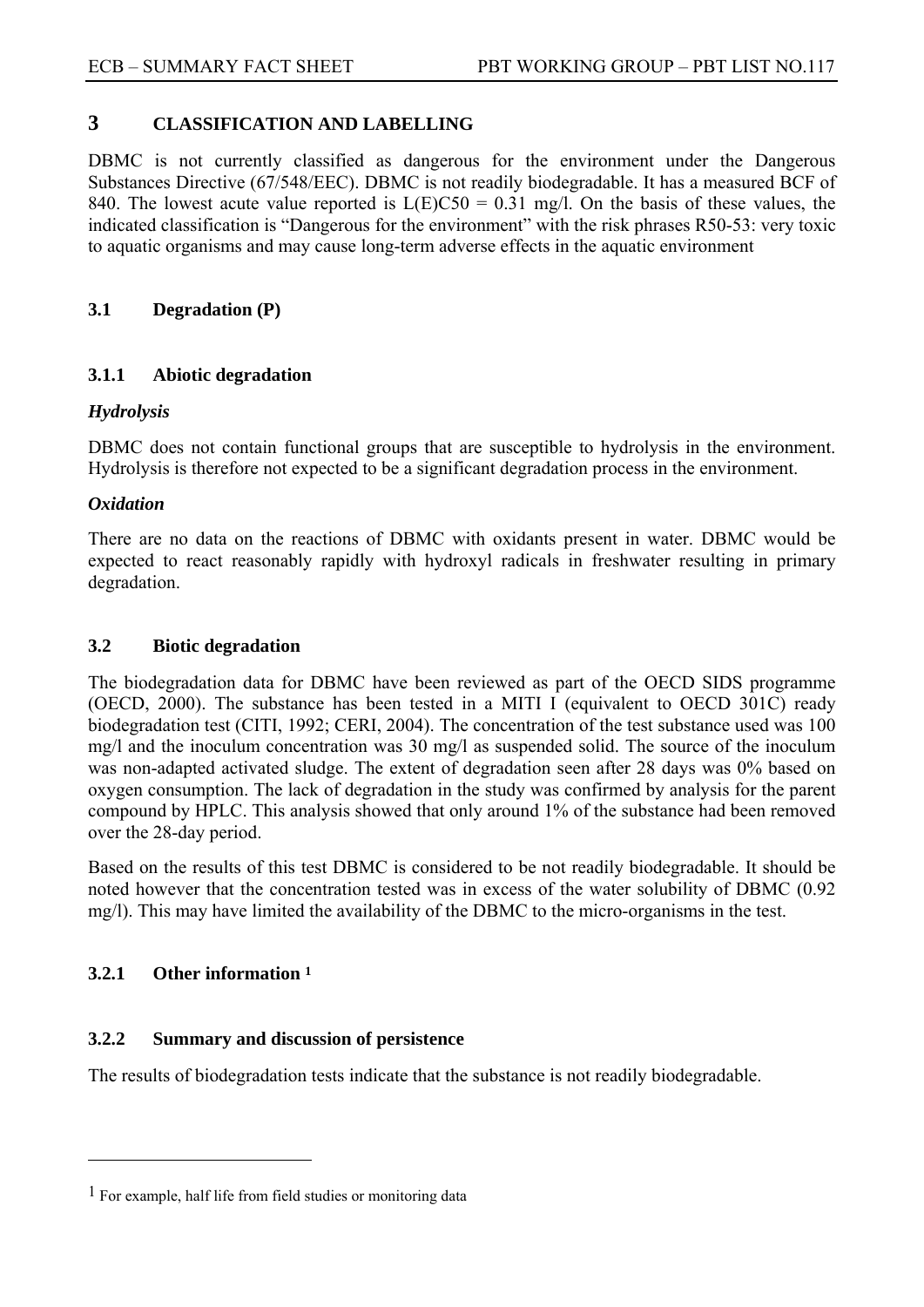# 3 CLASSIFICATION AND LABELLING

DBMC is not currently classified as dangerous for the environment under the Dangerous Substances Directive (67/548/EEC). DBMC is not readily biodegradable. It has a measured BCF of 840. The lowest acute value reported is L(E)C50 = 0.31 mg/l. On the basis of these values, the indicated classification is "Dangerous for the environment" with the risk phrases R50-53: very toxic to aquatic organisms and may cause long-term adverse effects in the aquatic environment

## 3.1 Degradation (P)

### 3.1.1 Abiotic degradation

***Hydrolysis***

DBMC does not contain functional groups that are susceptible to hydrolysis in the environment. Hydrolysis is therefore not expected to be a significant degradation process in the environment.

***Oxidation***

There are no data on the reactions of DBMC with oxidants present in water. DBMC would be expected to react reasonably rapidly with hydroxyl radicals in freshwater resulting in primary degradation.

## 3.2 Biotic degradation

The biodegradation data for DBMC have been reviewed as part of the OECD SIDS programme (OECD, 2000). The substance has been tested in a MITI I (equivalent to OECD 301C) ready biodegradation test (CITI, 1992; CERI, 2004). The concentration of the test substance used was 100 mg/l and the inoculum concentration was 30 mg/l as suspended solid. The source of the inoculum was non-adapted activated sludge. The extent of degradation seen after 28 days was 0% based on oxygen consumption. The lack of degradation in the study was confirmed by analysis for the parent compound by HPLC. This analysis showed that only around 1% of the substance had been removed over the 28-day period.

Based on the results of this test DBMC is considered to be not readily biodegradable. It should be noted however that the concentration tested was in excess of the water solubility of DBMC (0.92 mg/l). This may have limited the availability of the DBMC to the micro-organisms in the test.

### 3.2.1 Other information [1]

### 3.2.2 Summary and discussion of persistence

The results of biodegradation tests indicate that the substance is not readily biodegradable.

---

[1] For example, half life from field studies or monitoring data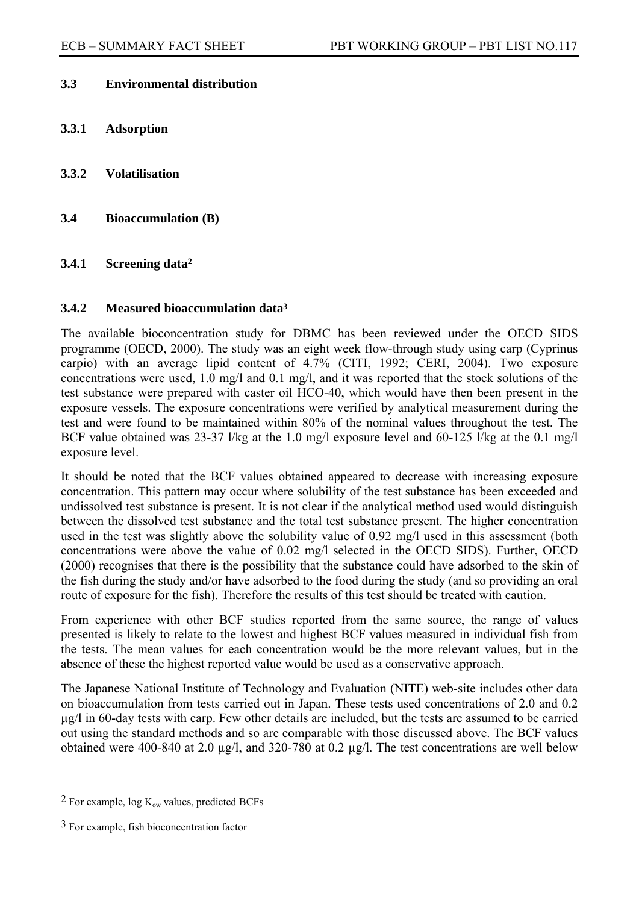### 3.3 Environmental distribution

#### 3.3.1 Adsorption

#### 3.3.2 Volatilisation

### 3.4 Bioaccumulation (B)

#### 3.4.1 Screening data[2]

#### 3.4.2 Measured bioaccumulation data[3]

The available bioconcentration study for DBMC has been reviewed under the OECD SIDS programme (OECD, 2000). The study was an eight week flow-through study using carp (Cyprinus carpio) with an average lipid content of 4.7% (CITI, 1992; CERI, 2004). Two exposure concentrations were used, 1.0 mg/l and 0.1 mg/l, and it was reported that the stock solutions of the test substance were prepared with caster oil HCO-40, which would have then been present in the exposure vessels. The exposure concentrations were verified by analytical measurement during the test and were found to be maintained within 80% of the nominal values throughout the test. The BCF value obtained was 23-37 l/kg at the 1.0 mg/l exposure level and 60-125 l/kg at the 0.1 mg/l exposure level.

It should be noted that the BCF values obtained appeared to decrease with increasing exposure concentration. This pattern may occur where solubility of the test substance has been exceeded and undissolved test substance is present. It is not clear if the analytical method used would distinguish between the dissolved test substance and the total test substance present. The higher concentration used in the test was slightly above the solubility value of 0.92 mg/l used in this assessment (both concentrations were above the value of 0.02 mg/l selected in the OECD SIDS). Further, OECD (2000) recognises that there is the possibility that the substance could have adsorbed to the skin of the fish during the study and/or have adsorbed to the food during the study (and so providing an oral route of exposure for the fish). Therefore the results of this test should be treated with caution.

From experience with other BCF studies reported from the same source, the range of values presented is likely to relate to the lowest and highest BCF values measured in individual fish from the tests. The mean values for each concentration would be the more relevant values, but in the absence of these the highest reported value would be used as a conservative approach.

The Japanese National Institute of Technology and Evaluation (NITE) web-site includes other data on bioaccumulation from tests carried out in Japan. These tests used concentrations of 2.0 and 0.2 µg/l in 60-day tests with carp. Few other details are included, but the tests are assumed to be carried out using the standard methods and so are comparable with those discussed above. The BCF values obtained were 400-840 at 2.0 µg/l, and 320-780 at 0.2 µg/l. The test concentrations are well below

---

[2] For example, log $K_{ow}$ values, predicted BCFs

[3] For example, fish bioconcentration factor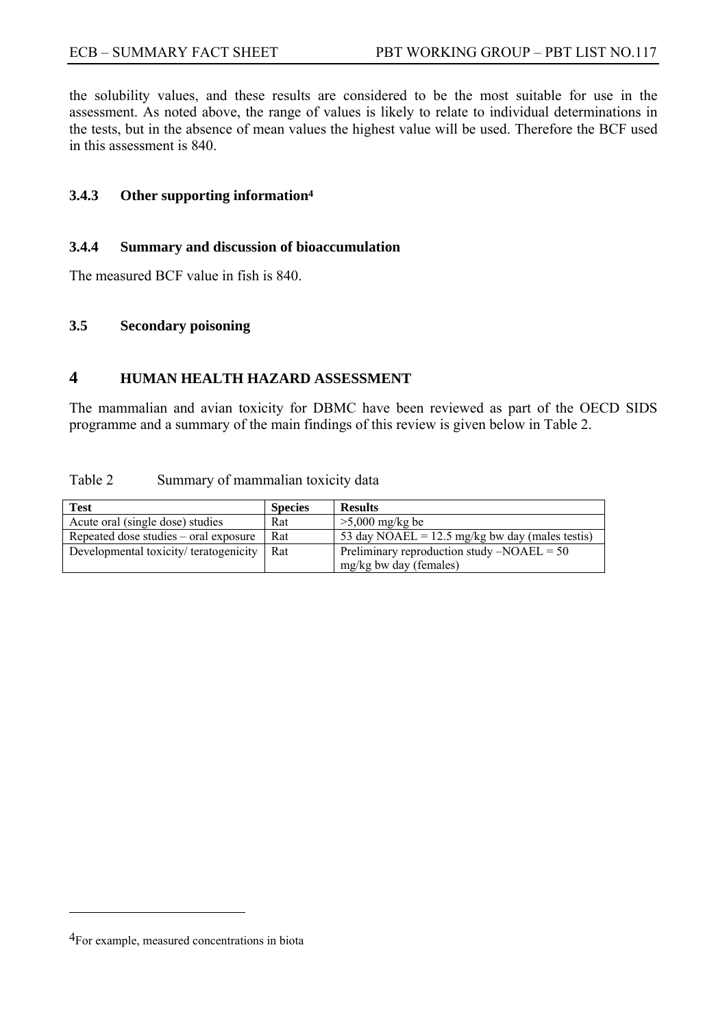the solubility values, and these results are considered to be the most suitable for use in the assessment. As noted above, the range of values is likely to relate to individual determinations in the tests, but in the absence of mean values the highest value will be used. Therefore the BCF used in this assessment is 840.

### 3.4.3 Other supporting information[4]

### 3.4.4 Summary and discussion of bioaccumulation

The measured BCF value in fish is 840.

## 3.5 Secondary poisoning

# 4 HUMAN HEALTH HAZARD ASSESSMENT

The mammalian and avian toxicity for DBMC have been reviewed as part of the OECD SIDS programme and a summary of the main findings of this review is given below in Table 2.

Table 2 Summary of mammalian toxicity data

| Test | Species | Results |
|---|---|---|
| Acute oral (single dose) studies | Rat | >5,000 mg/kg be |
| Repeated dose studies – oral exposure | Rat | 53 day NOAEL = 12.5 mg/kg bw day (males testis) |
| Developmental toxicity/ teratogenicity | Rat | Preliminary reproduction study –NOAEL = 50 mg/kg bw day (females) |

[4] For example, measured concentrations in biota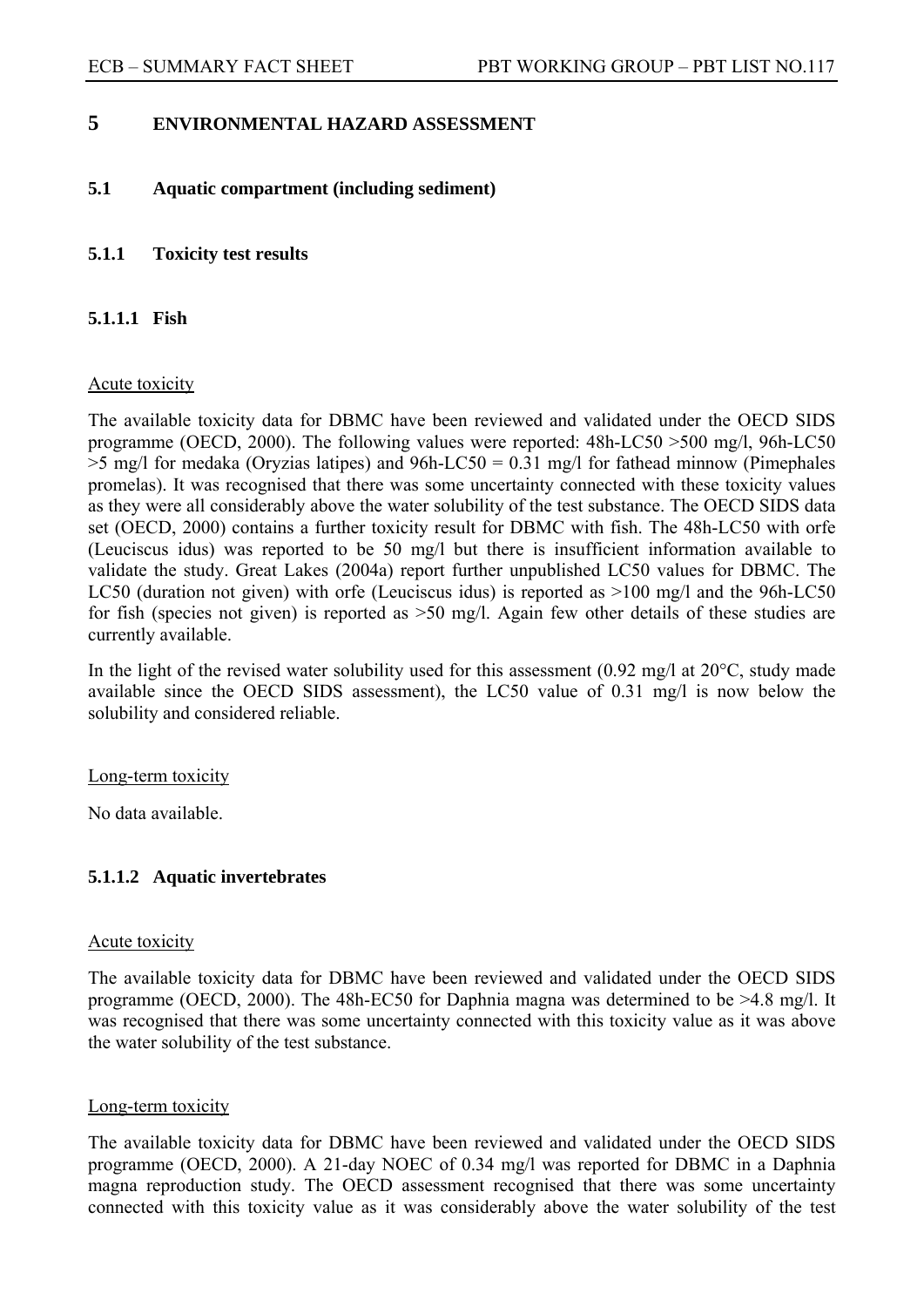# 5 ENVIRONMENTAL HAZARD ASSESSMENT

## 5.1 Aquatic compartment (including sediment)

### 5.1.1 Toxicity test results

#### 5.1.1.1 Fish

Acute toxicity

The available toxicity data for DBMC have been reviewed and validated under the OECD SIDS programme (OECD, 2000). The following values were reported: 48h-LC50 >500 mg/l, 96h-LC50 >5 mg/l for medaka (Oryzias latipes) and 96h-LC50 = 0.31 mg/l for fathead minnow (Pimephales promelas). It was recognised that there was some uncertainty connected with these toxicity values as they were all considerably above the water solubility of the test substance. The OECD SIDS data set (OECD, 2000) contains a further toxicity result for DBMC with fish. The 48h-LC50 with orfe (Leuciscus idus) was reported to be 50 mg/l but there is insufficient information available to validate the study. Great Lakes (2004a) report further unpublished LC50 values for DBMC. The LC50 (duration not given) with orfe (Leuciscus idus) is reported as >100 mg/l and the 96h-LC50 for fish (species not given) is reported as >50 mg/l. Again few other details of these studies are currently available.

In the light of the revised water solubility used for this assessment (0.92 mg/l at 20°C, study made available since the OECD SIDS assessment), the LC50 value of 0.31 mg/l is now below the solubility and considered reliable.

Long-term toxicity

No data available.

#### 5.1.1.2 Aquatic invertebrates

Acute toxicity

The available toxicity data for DBMC have been reviewed and validated under the OECD SIDS programme (OECD, 2000). The 48h-EC50 for Daphnia magna was determined to be >4.8 mg/l. It was recognised that there was some uncertainty connected with this toxicity value as it was above the water solubility of the test substance.

Long-term toxicity

The available toxicity data for DBMC have been reviewed and validated under the OECD SIDS programme (OECD, 2000). A 21-day NOEC of 0.34 mg/l was reported for DBMC in a Daphnia magna reproduction study. The OECD assessment recognised that there was some uncertainty connected with this toxicity value as it was considerably above the water solubility of the test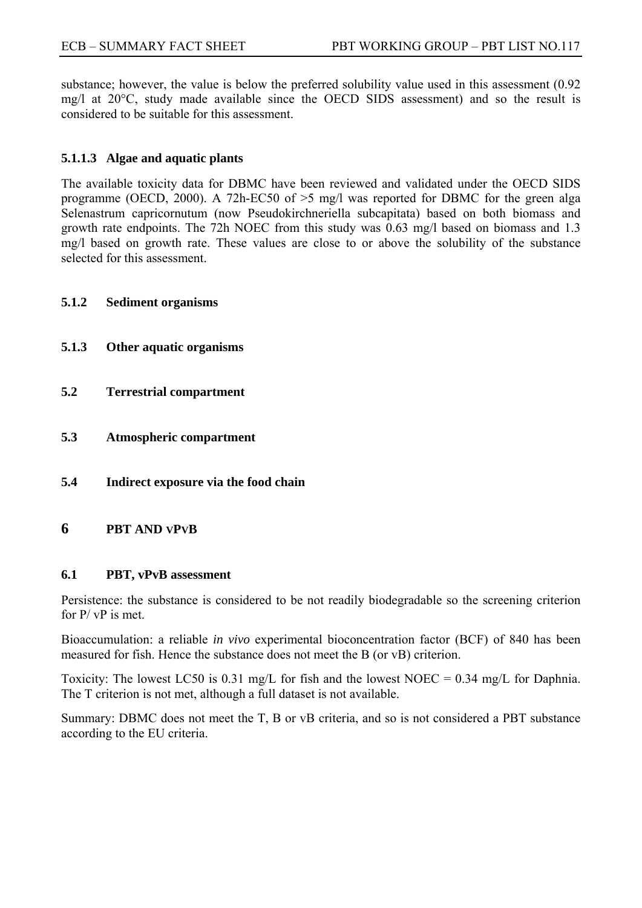substance; however, the value is below the preferred solubility value used in this assessment (0.92 mg/l at 20°C, study made available since the OECD SIDS assessment) and so the result is considered to be suitable for this assessment.

#### 5.1.1.3 Algae and aquatic plants

The available toxicity data for DBMC have been reviewed and validated under the OECD SIDS programme (OECD, 2000). A 72h-EC50 of >5 mg/l was reported for DBMC for the green alga Selenastrum capricornutum (now Pseudokirchneriella subcapitata) based on both biomass and growth rate endpoints. The 72h NOEC from this study was 0.63 mg/l based on biomass and 1.3 mg/l based on growth rate. These values are close to or above the solubility of the substance selected for this assessment.

### 5.1.2 Sediment organisms

### 5.1.3 Other aquatic organisms

## 5.2 Terrestrial compartment

## 5.3 Atmospheric compartment

## 5.4 Indirect exposure via the food chain

# 6 PBT AND vPvB

## 6.1 PBT, vPvB assessment

Persistence: the substance is considered to be not readily biodegradable so the screening criterion for P/ vP is met.

Bioaccumulation: a reliable *in vivo* experimental bioconcentration factor (BCF) of 840 has been measured for fish. Hence the substance does not meet the B (or vB) criterion.

Toxicity: The lowest LC50 is 0.31 mg/L for fish and the lowest NOEC = 0.34 mg/L for Daphnia. The T criterion is not met, although a full dataset is not available.

Summary: DBMC does not meet the T, B or vB criteria, and so is not considered a PBT substance according to the EU criteria.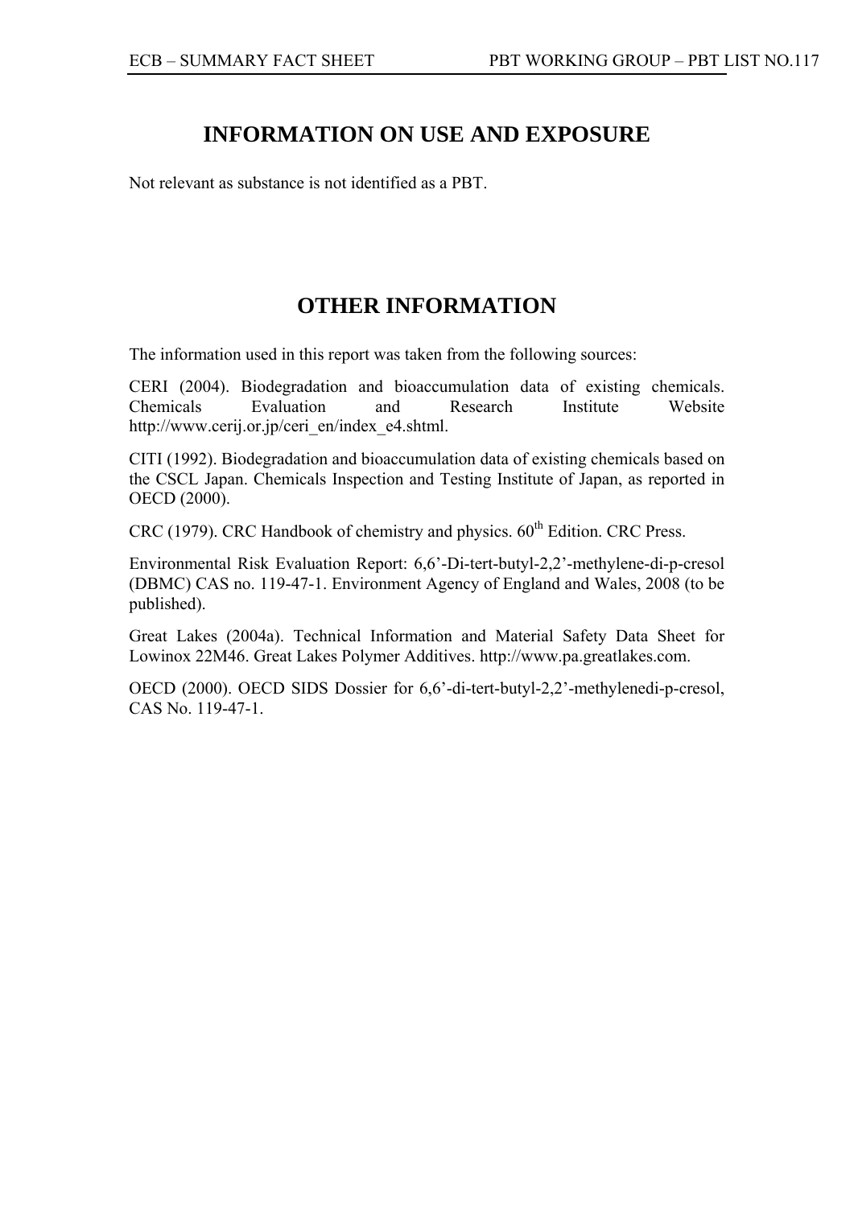# INFORMATION ON USE AND EXPOSURE

Not relevant as substance is not identified as a PBT.

# OTHER INFORMATION

The information used in this report was taken from the following sources:

CERI (2004). Biodegradation and bioaccumulation data of existing chemicals. Chemicals Evaluation and Research Institute Website http://www.cerij.or.jp/ceri_en/index_e4.shtml.

CITI (1992). Biodegradation and bioaccumulation data of existing chemicals based on the CSCL Japan. Chemicals Inspection and Testing Institute of Japan, as reported in OECD (2000).

CRC (1979). CRC Handbook of chemistry and physics. 60th Edition. CRC Press.

Environmental Risk Evaluation Report: 6,6'-Di-tert-butyl-2,2'-methylene-di-p-cresol (DBMC) CAS no. 119-47-1. Environment Agency of England and Wales, 2008 (to be published).

Great Lakes (2004a). Technical Information and Material Safety Data Sheet for Lowinox 22M46. Great Lakes Polymer Additives. http://www.pa.greatlakes.com.

OECD (2000). OECD SIDS Dossier for 6,6'-di-tert-butyl-2,2'-methylenedi-p-cresol, CAS No. 119-47-1.